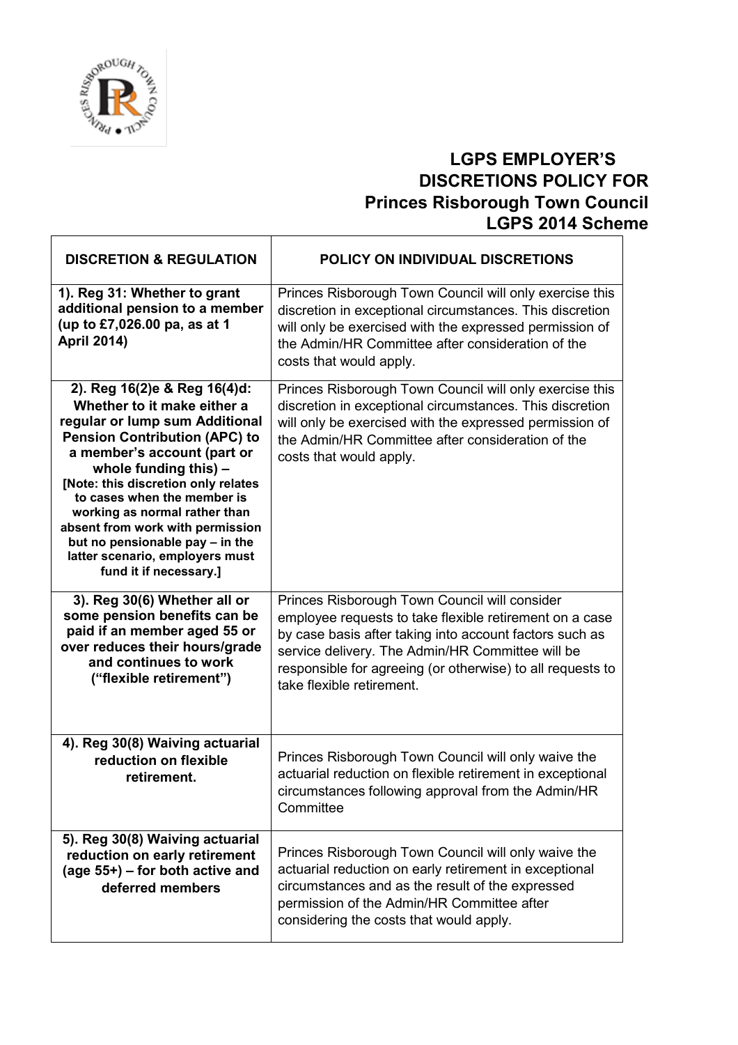# LGPS EMPLOYER'S DISCRETIONS POLICY FOR Princes Risborough Town Council LGPS 2014 Scheme

| DISCRETION & REGULATION | POLICY ON INDIVIDUAL DISCRETIONS |
|---|---|
| **1). Reg 31: Whether to grant additional pension to a member (up to £7,026.00 pa, as at 1 April 2014)** | Princes Risborough Town Council will only exercise this discretion in exceptional circumstances. This discretion will only be exercised with the expressed permission of the Admin/HR Committee after consideration of the costs that would apply. |
| **2). Reg 16(2)e & Reg 16(4)d: Whether to it make either a regular or lump sum Additional Pension Contribution (APC) to a member's account (part or whole funding this) – [Note: this discretion only relates to cases when the member is working as normal rather than absent from work with permission but no pensionable pay – in the latter scenario, employers must fund it if necessary.]** | Princes Risborough Town Council will only exercise this discretion in exceptional circumstances. This discretion will only be exercised with the expressed permission of the Admin/HR Committee after consideration of the costs that would apply. |
| **3). Reg 30(6) Whether all or some pension benefits can be paid if an member aged 55 or over reduces their hours/grade and continues to work ("flexible retirement")** | Princes Risborough Town Council will consider employee requests to take flexible retirement on a case by case basis after taking into account factors such as service delivery. The Admin/HR Committee will be responsible for agreeing (or otherwise) to all requests to take flexible retirement. |
| **4). Reg 30(8) Waiving actuarial reduction on flexible retirement.** | Princes Risborough Town Council will only waive the actuarial reduction on flexible retirement in exceptional circumstances following approval from the Admin/HR Committee |
| **5). Reg 30(8) Waiving actuarial reduction on early retirement (age 55+) – for both active and deferred members** | Princes Risborough Town Council will only waive the actuarial reduction on early retirement in exceptional circumstances and as the result of the expressed permission of the Admin/HR Committee after considering the costs that would apply. |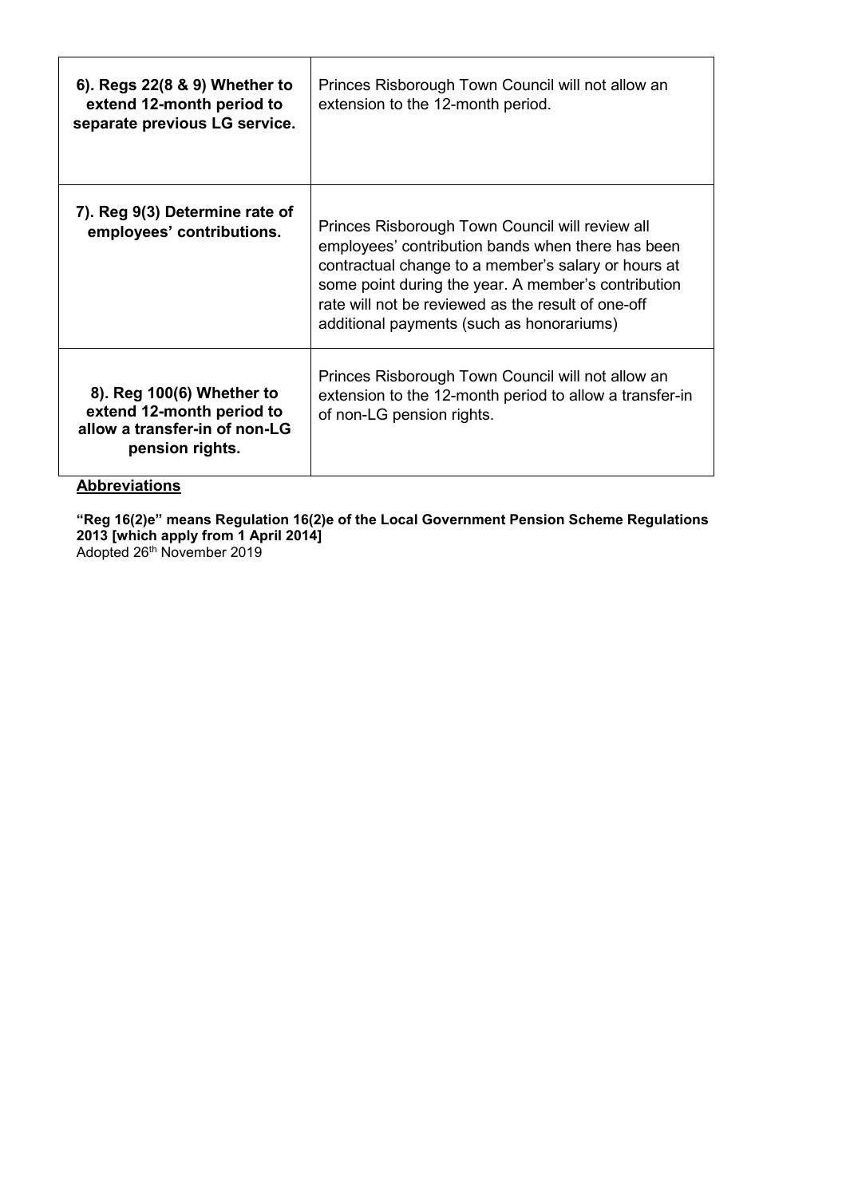| | |
|---|---|
| **6). Regs 22(8 & 9) Whether to extend 12-month period to separate previous LG service.** | Princes Risborough Town Council will not allow an extension to the 12-month period. |
| **7). Reg 9(3) Determine rate of employees' contributions.** | Princes Risborough Town Council will review all employees' contribution bands when there has been contractual change to a member's salary or hours at some point during the year. A member's contribution rate will not be reviewed as the result of one-off additional payments (such as honorariums) |
| **8). Reg 100(6) Whether to extend 12-month period to allow a transfer-in of non-LG pension rights.** | Princes Risborough Town Council will not allow an extension to the 12-month period to allow a transfer-in of non-LG pension rights. |

**Abbreviations**

**"Reg 16(2)e" means Regulation 16(2)e of the Local Government Pension Scheme Regulations 2013 [which apply from 1 April 2014]**

Adopted 26th November 2019